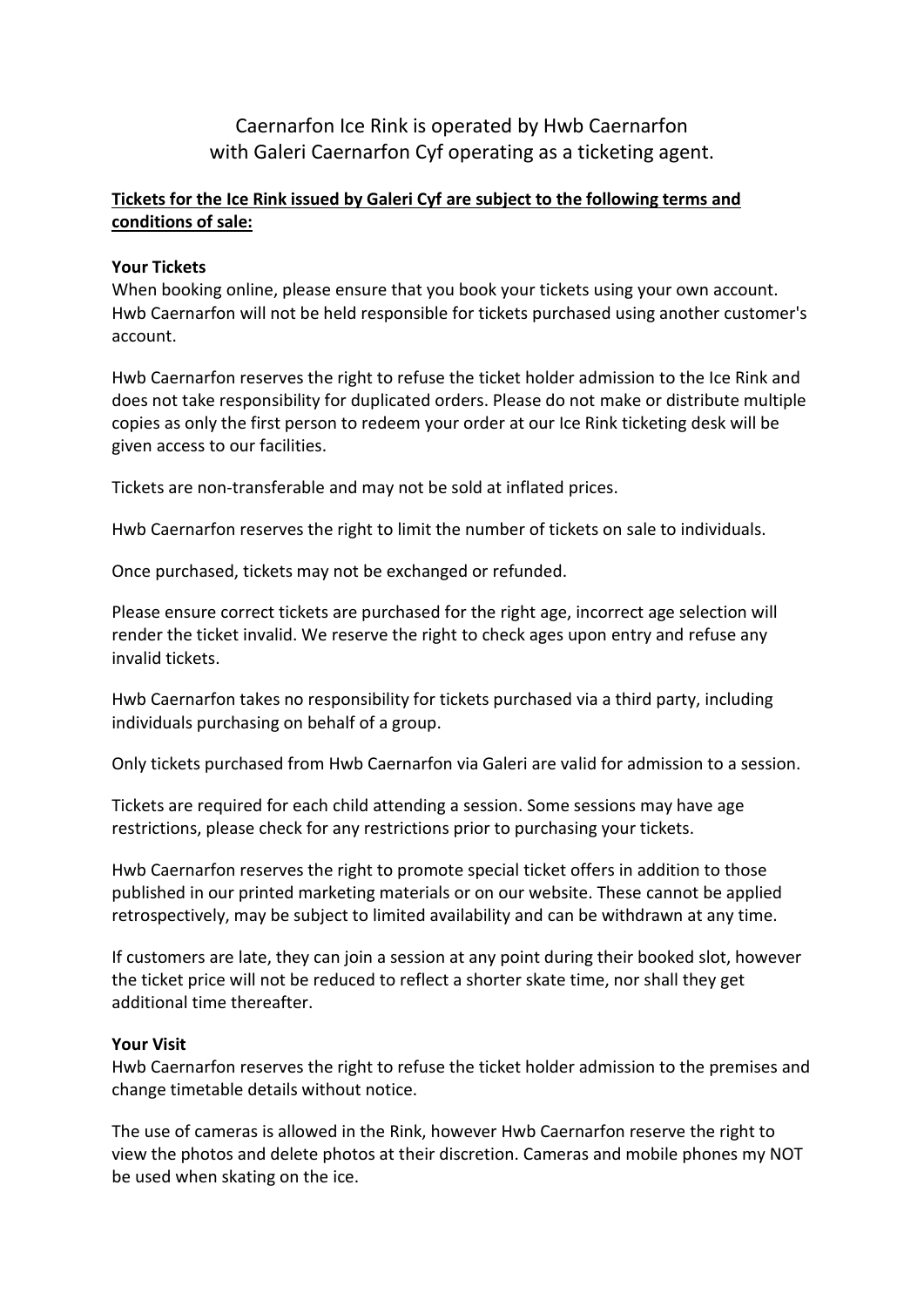Caernarfon Ice Rink is operated by Hwb Caernarfon with Galeri Caernarfon Cyf operating as a ticketing agent.

**Tickets for the Ice Rink issued by Galeri Cyf are subject to the following terms and conditions of sale:**

**Your Tickets**

When booking online, please ensure that you book your tickets using your own account. Hwb Caernarfon will not be held responsible for tickets purchased using another customer's account.

Hwb Caernarfon reserves the right to refuse the ticket holder admission to the Ice Rink and does not take responsibility for duplicated orders. Please do not make or distribute multiple copies as only the first person to redeem your order at our Ice Rink ticketing desk will be given access to our facilities.

Tickets are non-transferable and may not be sold at inflated prices.

Hwb Caernarfon reserves the right to limit the number of tickets on sale to individuals.

Once purchased, tickets may not be exchanged or refunded.

Please ensure correct tickets are purchased for the right age, incorrect age selection will render the ticket invalid. We reserve the right to check ages upon entry and refuse any invalid tickets.

Hwb Caernarfon takes no responsibility for tickets purchased via a third party, including individuals purchasing on behalf of a group.

Only tickets purchased from Hwb Caernarfon via Galeri are valid for admission to a session.

Tickets are required for each child attending a session. Some sessions may have age restrictions, please check for any restrictions prior to purchasing your tickets.

Hwb Caernarfon reserves the right to promote special ticket offers in addition to those published in our printed marketing materials or on our website. These cannot be applied retrospectively, may be subject to limited availability and can be withdrawn at any time.

If customers are late, they can join a session at any point during their booked slot, however the ticket price will not be reduced to reflect a shorter skate time, nor shall they get additional time thereafter.

**Your Visit**

Hwb Caernarfon reserves the right to refuse the ticket holder admission to the premises and change timetable details without notice.

The use of cameras is allowed in the Rink, however Hwb Caernarfon reserve the right to view the photos and delete photos at their discretion. Cameras and mobile phones my NOT be used when skating on the ice.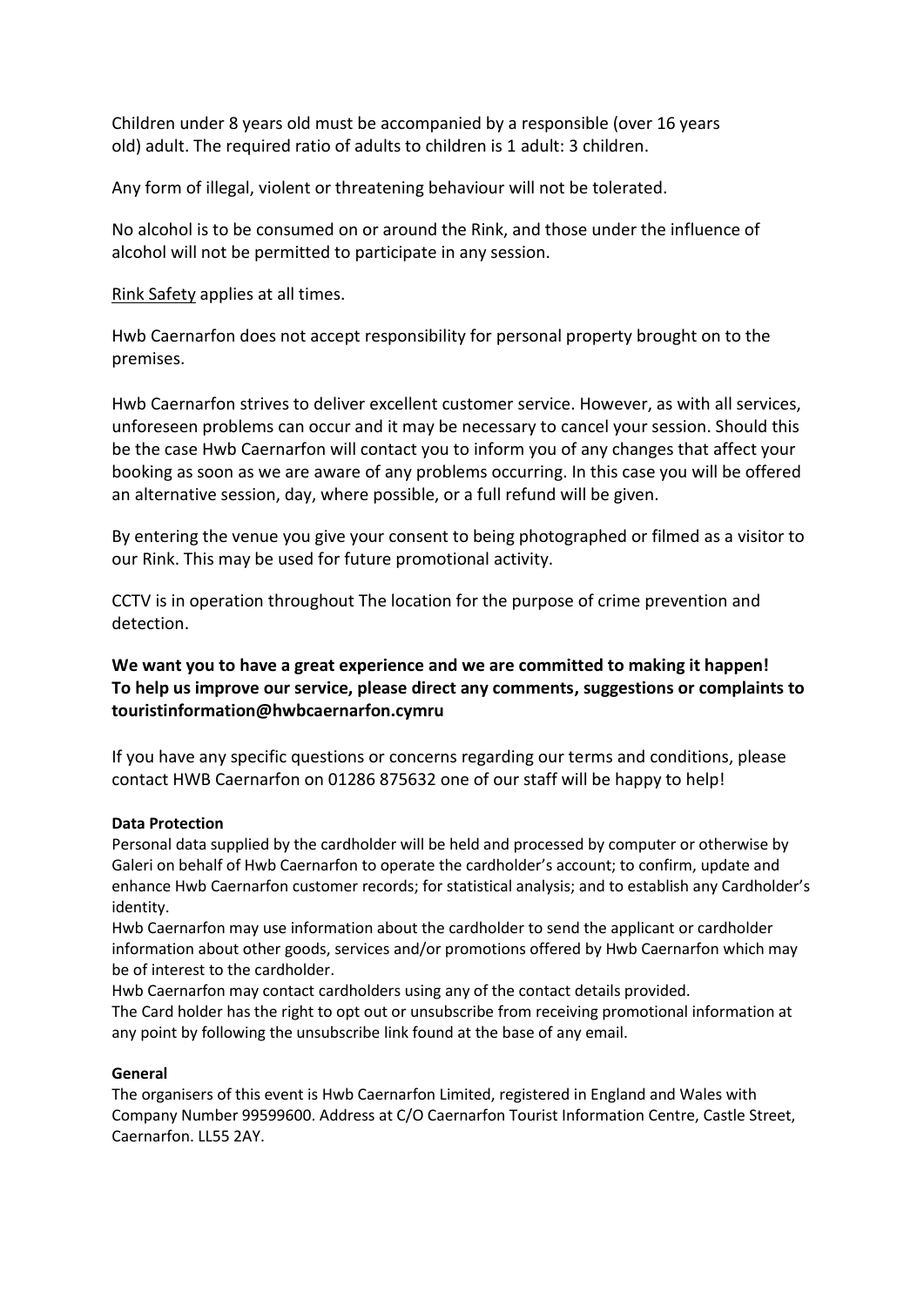Children under 8 years old must be accompanied by a responsible (over 16 years old) adult. The required ratio of adults to children is 1 adult: 3 children.

Any form of illegal, violent or threatening behaviour will not be tolerated.

No alcohol is to be consumed on or around the Rink, and those under the influence of alcohol will not be permitted to participate in any session.

Rink Safety applies at all times.

Hwb Caernarfon does not accept responsibility for personal property brought on to the premises.

Hwb Caernarfon strives to deliver excellent customer service. However, as with all services, unforeseen problems can occur and it may be necessary to cancel your session. Should this be the case Hwb Caernarfon will contact you to inform you of any changes that affect your booking as soon as we are aware of any problems occurring. In this case you will be offered an alternative session, day, where possible, or a full refund will be given.

By entering the venue you give your consent to being photographed or filmed as a visitor to our Rink. This may be used for future promotional activity.

CCTV is in operation throughout The location for the purpose of crime prevention and detection.

**We want you to have a great experience and we are committed to making it happen! To help us improve our service, please direct any comments, suggestions or complaints to touristinformation@hwbcaernarfon.cymru**

If you have any specific questions or concerns regarding our terms and conditions, please contact HWB Caernarfon on 01286 875632 one of our staff will be happy to help!

**Data Protection**

Personal data supplied by the cardholder will be held and processed by computer or otherwise by Galeri on behalf of Hwb Caernarfon to operate the cardholder's account; to confirm, update and enhance Hwb Caernarfon customer records; for statistical analysis; and to establish any Cardholder's identity.

Hwb Caernarfon may use information about the cardholder to send the applicant or cardholder information about other goods, services and/or promotions offered by Hwb Caernarfon which may be of interest to the cardholder.

Hwb Caernarfon may contact cardholders using any of the contact details provided.

The Card holder has the right to opt out or unsubscribe from receiving promotional information at any point by following the unsubscribe link found at the base of any email.

**General**

The organisers of this event is Hwb Caernarfon Limited, registered in England and Wales with Company Number 99599600. Address at C/O Caernarfon Tourist Information Centre, Castle Street, Caernarfon. LL55 2AY.